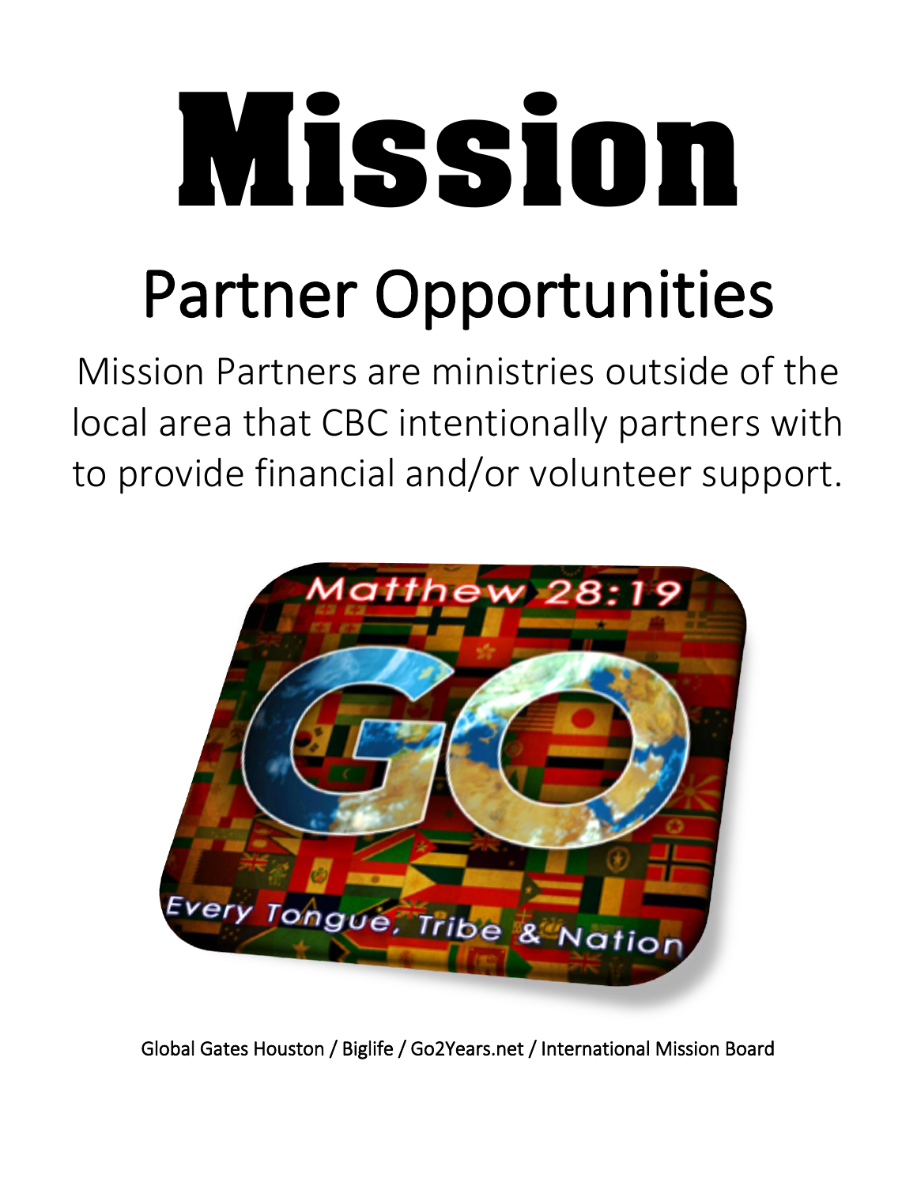# Mission

## Partner Opportunities

Mission Partners are ministries outside of the local area that CBC intentionally partners with to provide financial and/or volunteer support.

Global Gates Houston / Biglife / Go2Years.net / International Mission Board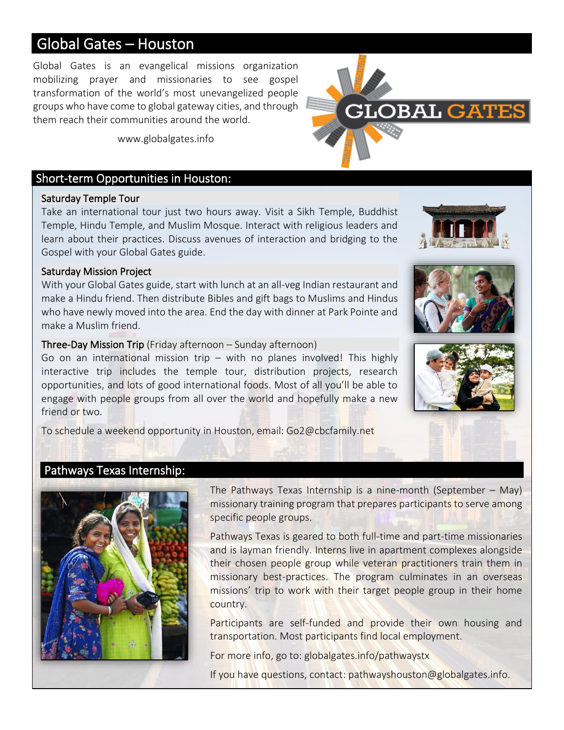# Global Gates – Houston

Global Gates is an evangelical missions organization mobilizing prayer and missionaries to see gospel transformation of the world's most unevangelized people groups who have come to global gateway cities, and through them reach their communities around the world.

www.globalgates.info

## Short-term Opportunities in Houston:

### Saturday Temple Tour

Take an international tour just two hours away. Visit a Sikh Temple, Buddhist Temple, Hindu Temple, and Muslim Mosque. Interact with religious leaders and learn about their practices. Discuss avenues of interaction and bridging to the Gospel with your Global Gates guide.

### Saturday Mission Project

With your Global Gates guide, start with lunch at an all-veg Indian restaurant and make a Hindu friend. Then distribute Bibles and gift bags to Muslims and Hindus who have newly moved into the area. End the day with dinner at Park Pointe and make a Muslim friend.

### Three-Day Mission Trip (Friday afternoon – Sunday afternoon)

Go on an international mission trip – with no planes involved! This highly interactive trip includes the temple tour, distribution projects, research opportunities, and lots of good international foods. Most of all you'll be able to engage with people groups from all over the world and hopefully make a new friend or two.

To schedule a weekend opportunity in Houston, email: Go2@cbcfamily.net

## Pathways Texas Internship:

The Pathways Texas Internship is a nine-month (September – May) missionary training program that prepares participants to serve among specific people groups.

Pathways Texas is geared to both full-time and part-time missionaries and is layman friendly. Interns live in apartment complexes alongside their chosen people group while veteran practitioners train them in missionary best-practices. The program culminates in an overseas missions' trip to work with their target people group in their home country.

Participants are self-funded and provide their own housing and transportation. Most participants find local employment.

For more info, go to: globalgates.info/pathwaystx

If you have questions, contact: pathwayshouston@globalgates.info.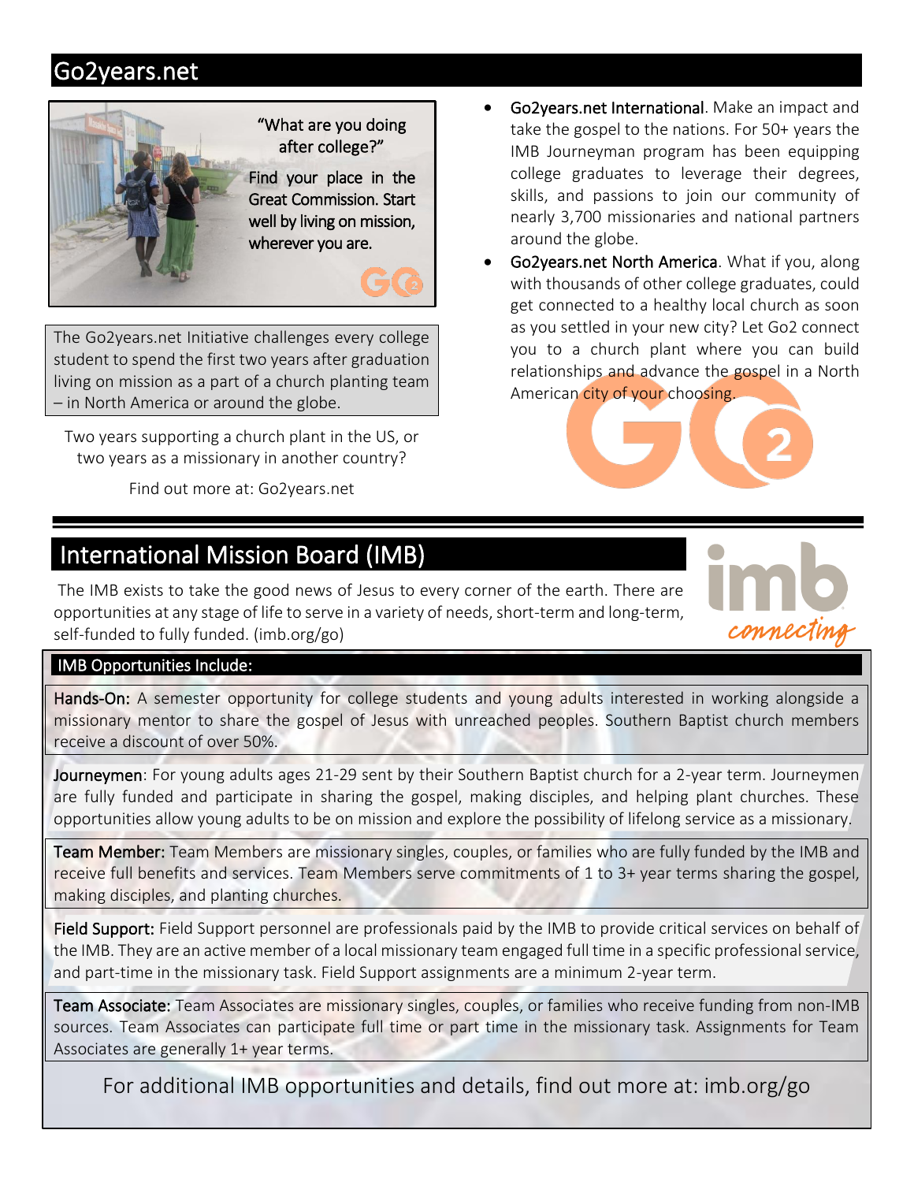## Go2years.net

"What are you doing after college?"

Find your place in the Great Commission. Start well by living on mission, wherever you are.

The Go2years.net Initiative challenges every college student to spend the first two years after graduation living on mission as a part of a church planting team – in North America or around the globe.

Two years supporting a church plant in the US, or two years as a missionary in another country?

Find out more at: Go2years.net

- Go2years.net International. Make an impact and take the gospel to the nations. For 50+ years the IMB Journeyman program has been equipping college graduates to leverage their degrees, skills, and passions to join our community of nearly 3,700 missionaries and national partners around the globe.
- Go2years.net North America. What if you, along with thousands of other college graduates, could get connected to a healthy local church as soon as you settled in your new city? Let Go2 connect you to a church plant where you can build relationships and advance the gospel in a North American city of your choosing.

## International Mission Board (IMB)

The IMB exists to take the good news of Jesus to every corner of the earth. There are opportunities at any stage of life to serve in a variety of needs, short-term and long-term, self-funded to fully funded. (imb.org/go)

### IMB Opportunities Include:

Hands-On: A semester opportunity for college students and young adults interested in working alongside a missionary mentor to share the gospel of Jesus with unreached peoples. Southern Baptist church members receive a discount of over 50%.

Journeymen: For young adults ages 21-29 sent by their Southern Baptist church for a 2-year term. Journeymen are fully funded and participate in sharing the gospel, making disciples, and helping plant churches. These opportunities allow young adults to be on mission and explore the possibility of lifelong service as a missionary.

Team Member: Team Members are missionary singles, couples, or families who are fully funded by the IMB and receive full benefits and services. Team Members serve commitments of 1 to 3+ year terms sharing the gospel, making disciples, and planting churches.

Field Support: Field Support personnel are professionals paid by the IMB to provide critical services on behalf of the IMB. They are an active member of a local missionary team engaged full time in a specific professional service, and part-time in the missionary task. Field Support assignments are a minimum 2-year term.

Team Associate: Team Associates are missionary singles, couples, or families who receive funding from non-IMB sources. Team Associates can participate full time or part time in the missionary task. Assignments for Team Associates are generally 1+ year terms.

For additional IMB opportunities and details, find out more at: imb.org/go